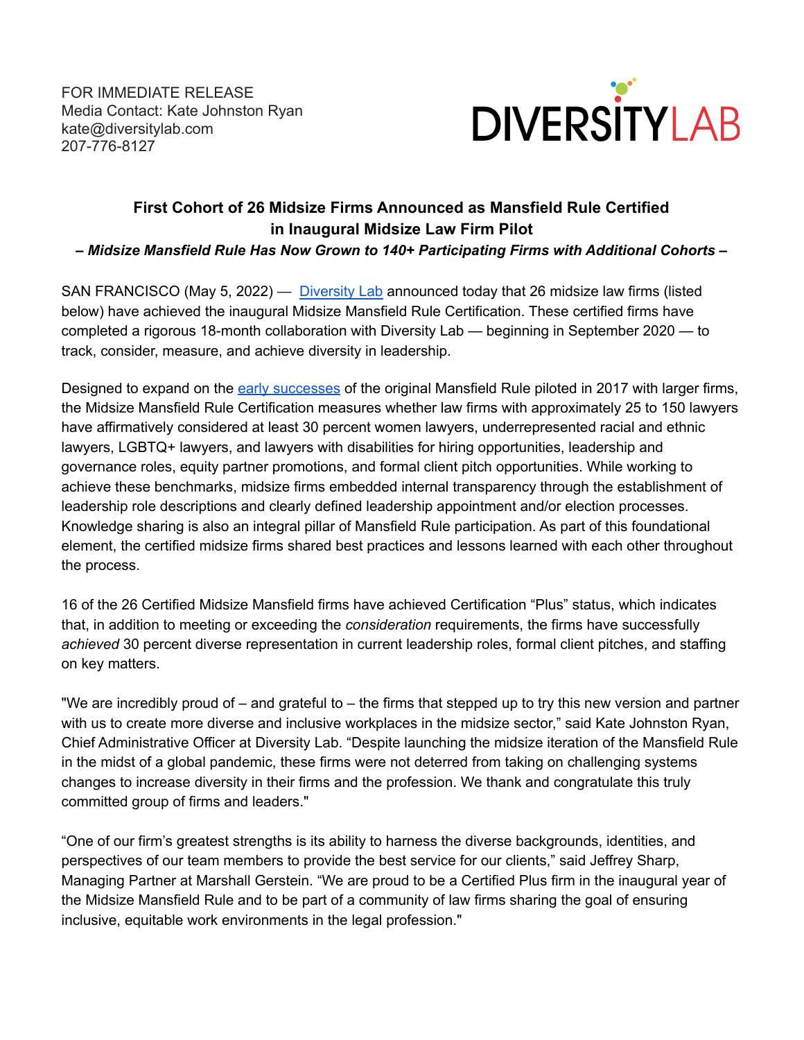FOR IMMEDIATE RELEASE
Media Contact: Kate Johnston Ryan
kate@diversitylab.com
207-776-8127

DIVERSITYLAB

## First Cohort of 26 Midsize Firms Announced as Mansfield Rule Certified in Inaugural Midsize Law Firm Pilot

***– Midsize Mansfield Rule Has Now Grown to 140+ Participating Firms with Additional Cohorts –***

SAN FRANCISCO (May 5, 2022) — Diversity Lab announced today that 26 midsize law firms (listed below) have achieved the inaugural Midsize Mansfield Rule Certification. These certified firms have completed a rigorous 18-month collaboration with Diversity Lab — beginning in September 2020 — to track, consider, measure, and achieve diversity in leadership.

Designed to expand on the early successes of the original Mansfield Rule piloted in 2017 with larger firms, the Midsize Mansfield Rule Certification measures whether law firms with approximately 25 to 150 lawyers have affirmatively considered at least 30 percent women lawyers, underrepresented racial and ethnic lawyers, LGBTQ+ lawyers, and lawyers with disabilities for hiring opportunities, leadership and governance roles, equity partner promotions, and formal client pitch opportunities. While working to achieve these benchmarks, midsize firms embedded internal transparency through the establishment of leadership role descriptions and clearly defined leadership appointment and/or election processes. Knowledge sharing is also an integral pillar of Mansfield Rule participation. As part of this foundational element, the certified midsize firms shared best practices and lessons learned with each other throughout the process.

16 of the 26 Certified Midsize Mansfield firms have achieved Certification "Plus" status, which indicates that, in addition to meeting or exceeding the *consideration* requirements, the firms have successfully *achieved* 30 percent diverse representation in current leadership roles, formal client pitches, and staffing on key matters.

"We are incredibly proud of – and grateful to – the firms that stepped up to try this new version and partner with us to create more diverse and inclusive workplaces in the midsize sector," said Kate Johnston Ryan, Chief Administrative Officer at Diversity Lab. "Despite launching the midsize iteration of the Mansfield Rule in the midst of a global pandemic, these firms were not deterred from taking on challenging systems changes to increase diversity in their firms and the profession. We thank and congratulate this truly committed group of firms and leaders."

"One of our firm's greatest strengths is its ability to harness the diverse backgrounds, identities, and perspectives of our team members to provide the best service for our clients," said Jeffrey Sharp, Managing Partner at Marshall Gerstein. "We are proud to be a Certified Plus firm in the inaugural year of the Midsize Mansfield Rule and to be part of a community of law firms sharing the goal of ensuring inclusive, equitable work environments in the legal profession."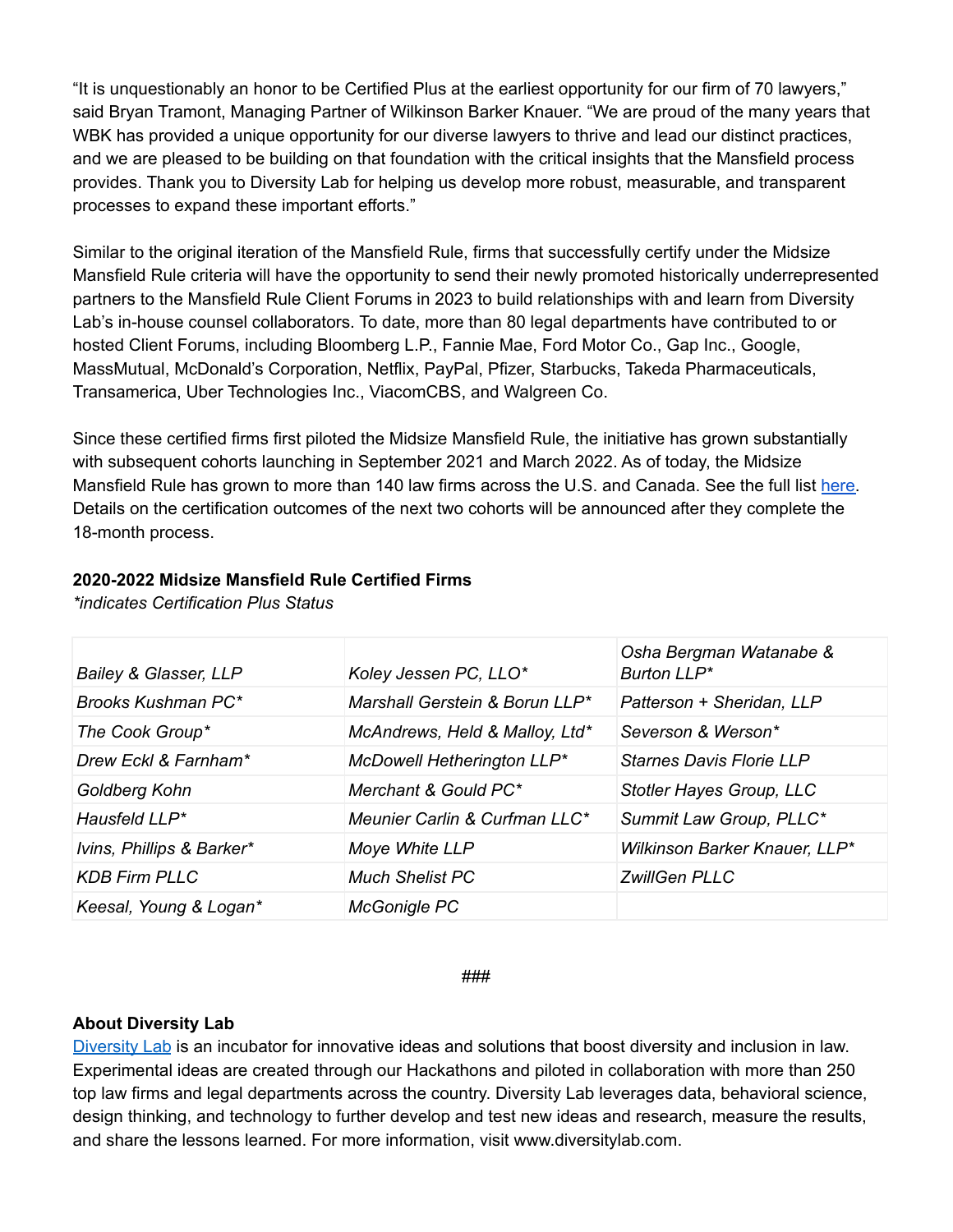"It is unquestionably an honor to be Certified Plus at the earliest opportunity for our firm of 70 lawyers," said Bryan Tramont, Managing Partner of Wilkinson Barker Knauer. "We are proud of the many years that WBK has provided a unique opportunity for our diverse lawyers to thrive and lead our distinct practices, and we are pleased to be building on that foundation with the critical insights that the Mansfield process provides. Thank you to Diversity Lab for helping us develop more robust, measurable, and transparent processes to expand these important efforts."

Similar to the original iteration of the Mansfield Rule, firms that successfully certify under the Midsize Mansfield Rule criteria will have the opportunity to send their newly promoted historically underrepresented partners to the Mansfield Rule Client Forums in 2023 to build relationships with and learn from Diversity Lab's in-house counsel collaborators. To date, more than 80 legal departments have contributed to or hosted Client Forums, including Bloomberg L.P., Fannie Mae, Ford Motor Co., Gap Inc., Google, MassMutual, McDonald's Corporation, Netflix, PayPal, Pfizer, Starbucks, Takeda Pharmaceuticals, Transamerica, Uber Technologies Inc., ViacomCBS, and Walgreen Co.

Since these certified firms first piloted the Midsize Mansfield Rule, the initiative has grown substantially with subsequent cohorts launching in September 2021 and March 2022. As of today, the Midsize Mansfield Rule has grown to more than 140 law firms across the U.S. and Canada. See the full list here. Details on the certification outcomes of the next two cohorts will be announced after they complete the 18-month process.

**2020-2022 Midsize Mansfield Rule Certified Firms**
*\*indicates Certification Plus Status*

| | | |
|---|---|---|
| *Bailey & Glasser, LLP* | *Koley Jessen PC, LLO\** | *Osha Bergman Watanabe & Burton LLP\** |
| *Brooks Kushman PC\** | *Marshall Gerstein & Borun LLP\** | *Patterson + Sheridan, LLP* |
| *The Cook Group\** | *McAndrews, Held & Malloy, Ltd\** | *Severson & Werson\** |
| *Drew Eckl & Farnham\** | *McDowell Hetherington LLP\** | *Starnes Davis Florie LLP* |
| *Goldberg Kohn* | *Merchant & Gould PC\** | *Stotler Hayes Group, LLC* |
| *Hausfeld LLP\** | *Meunier Carlin & Curfman LLC\** | *Summit Law Group, PLLC\** |
| *Ivins, Phillips & Barker\** | *Moye White LLP* | *Wilkinson Barker Knauer, LLP\** |
| *KDB Firm PLLC* | *Much Shelist PC* | *ZwillGen PLLC* |
| *Keesal, Young & Logan\** | *McGonigle PC* | |

###

**About Diversity Lab**
Diversity Lab is an incubator for innovative ideas and solutions that boost diversity and inclusion in law. Experimental ideas are created through our Hackathons and piloted in collaboration with more than 250 top law firms and legal departments across the country. Diversity Lab leverages data, behavioral science, design thinking, and technology to further develop and test new ideas and research, measure the results, and share the lessons learned. For more information, visit www.diversitylab.com.